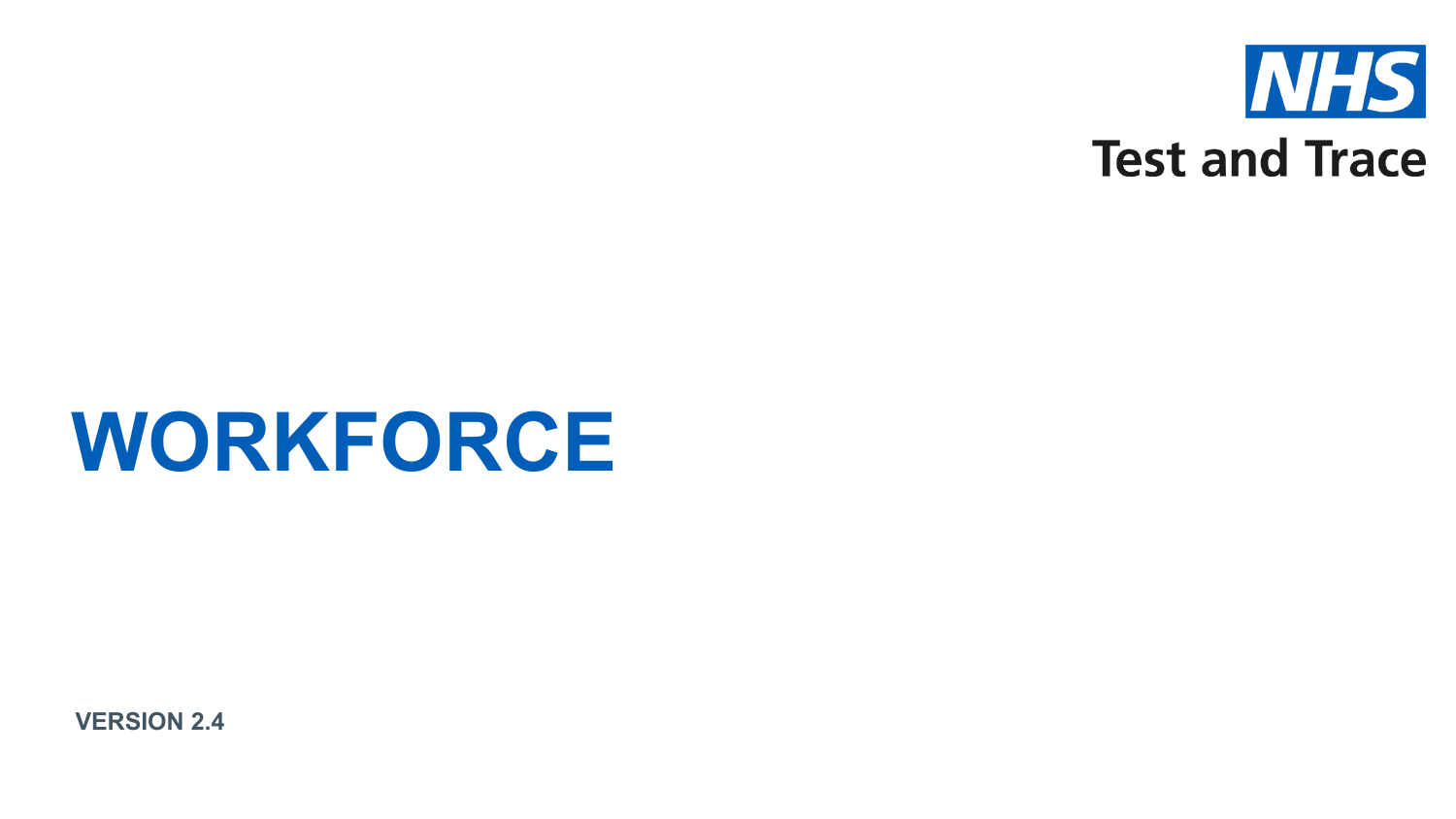NHS

Test and Trace

# WORKFORCE

**VERSION 2.4**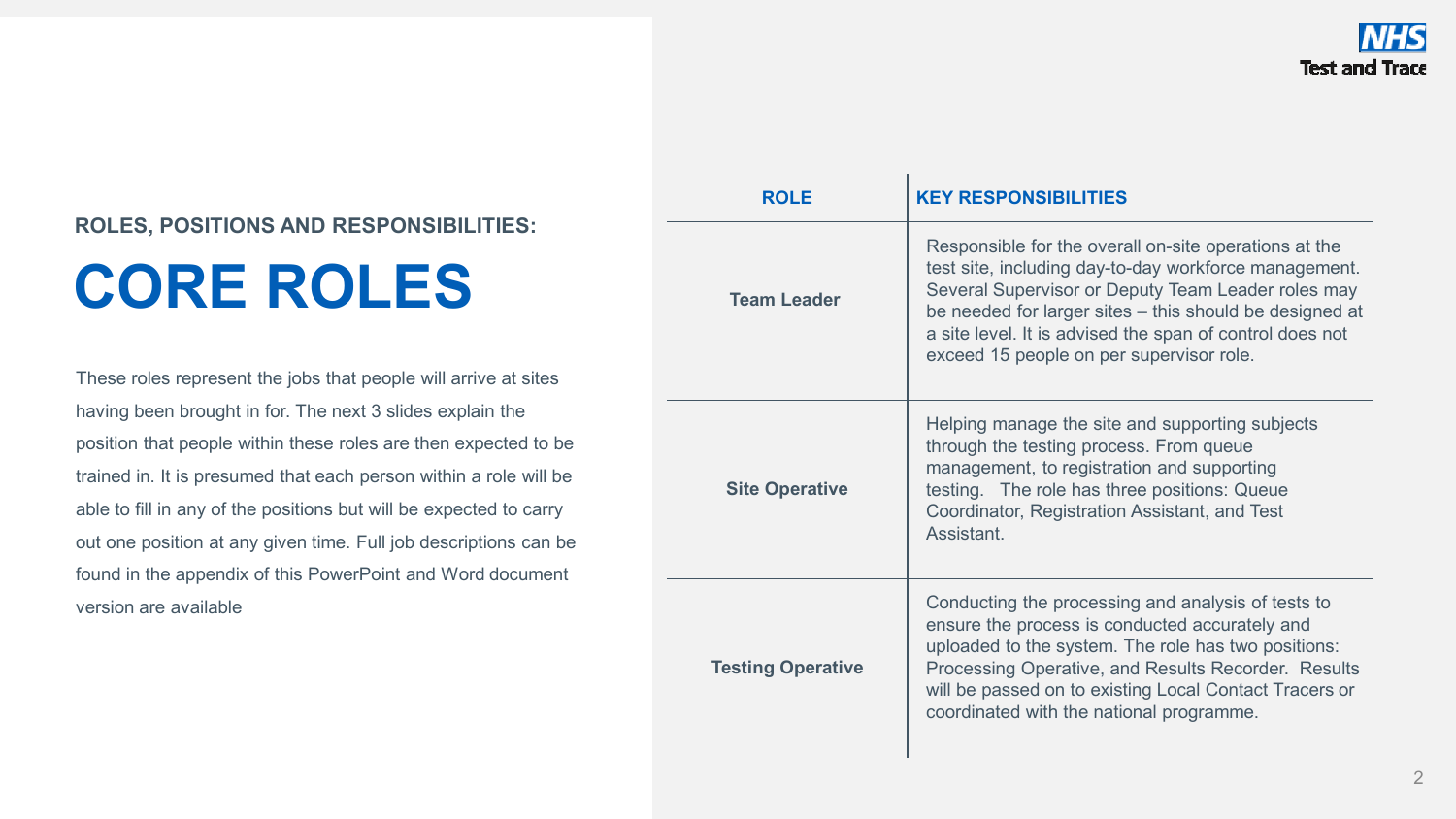### ROLES, POSITIONS AND RESPONSIBILITIES:

# CORE ROLES

These roles represent the jobs that people will arrive at sites having been brought in for. The next 3 slides explain the position that people within these roles are then expected to be trained in. It is presumed that each person within a role will be able to fill in any of the positions but will be expected to carry out one position at any given time. Full job descriptions can be found in the appendix of this PowerPoint and Word document version are available

| ROLE | KEY RESPONSIBILITIES |
|---|---|
| **Team Leader** | Responsible for the overall on-site operations at the test site, including day-to-day workforce management. Several Supervisor or Deputy Team Leader roles may be needed for larger sites – this should be designed at a site level. It is advised the span of control does not exceed 15 people on per supervisor role. |
| **Site Operative** | Helping manage the site and supporting subjects through the testing process. From queue management, to registration and supporting testing. The role has three positions: Queue Coordinator, Registration Assistant, and Test Assistant. |
| **Testing Operative** | Conducting the processing and analysis of tests to ensure the process is conducted accurately and uploaded to the system. The role has two positions: Processing Operative, and Results Recorder. Results will be passed on to existing Local Contact Tracers or coordinated with the national programme. |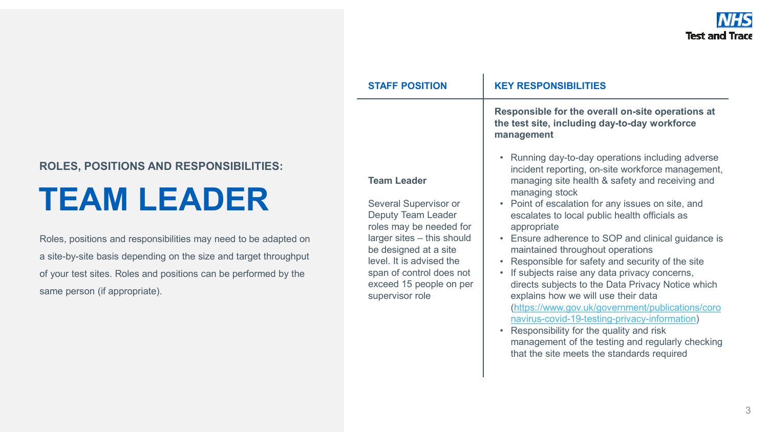### ROLES, POSITIONS AND RESPONSIBILITIES:

# TEAM LEADER

Roles, positions and responsibilities may need to be adapted on a site-by-site basis depending on the size and target throughput of your test sites. Roles and positions can be performed by the same person (if appropriate).

| STAFF POSITION | KEY RESPONSIBILITIES |
| --- | --- |
| **Team Leader**<br><br>Several Supervisor or Deputy Team Leader roles may be needed for larger sites – this should be designed at a site level. It is advised the span of control does not exceed 15 people on per supervisor role | **Responsible for the overall on-site operations at the test site, including day-to-day workforce management**<br><br>• Running day-to-day operations including adverse incident reporting, on-site workforce management, managing site health & safety and receiving and managing stock<br>• Point of escalation for any issues on site, and escalates to local public health officials as appropriate<br>• Ensure adherence to SOP and clinical guidance is maintained throughout operations<br>• Responsible for safety and security of the site<br>• If subjects raise any data privacy concerns, directs subjects to the Data Privacy Notice which explains how we will use their data (https://www.gov.uk/government/publications/coronavirus-covid-19-testing-privacy-information)<br>• Responsibility for the quality and risk management of the testing and regularly checking that the site meets the standards required |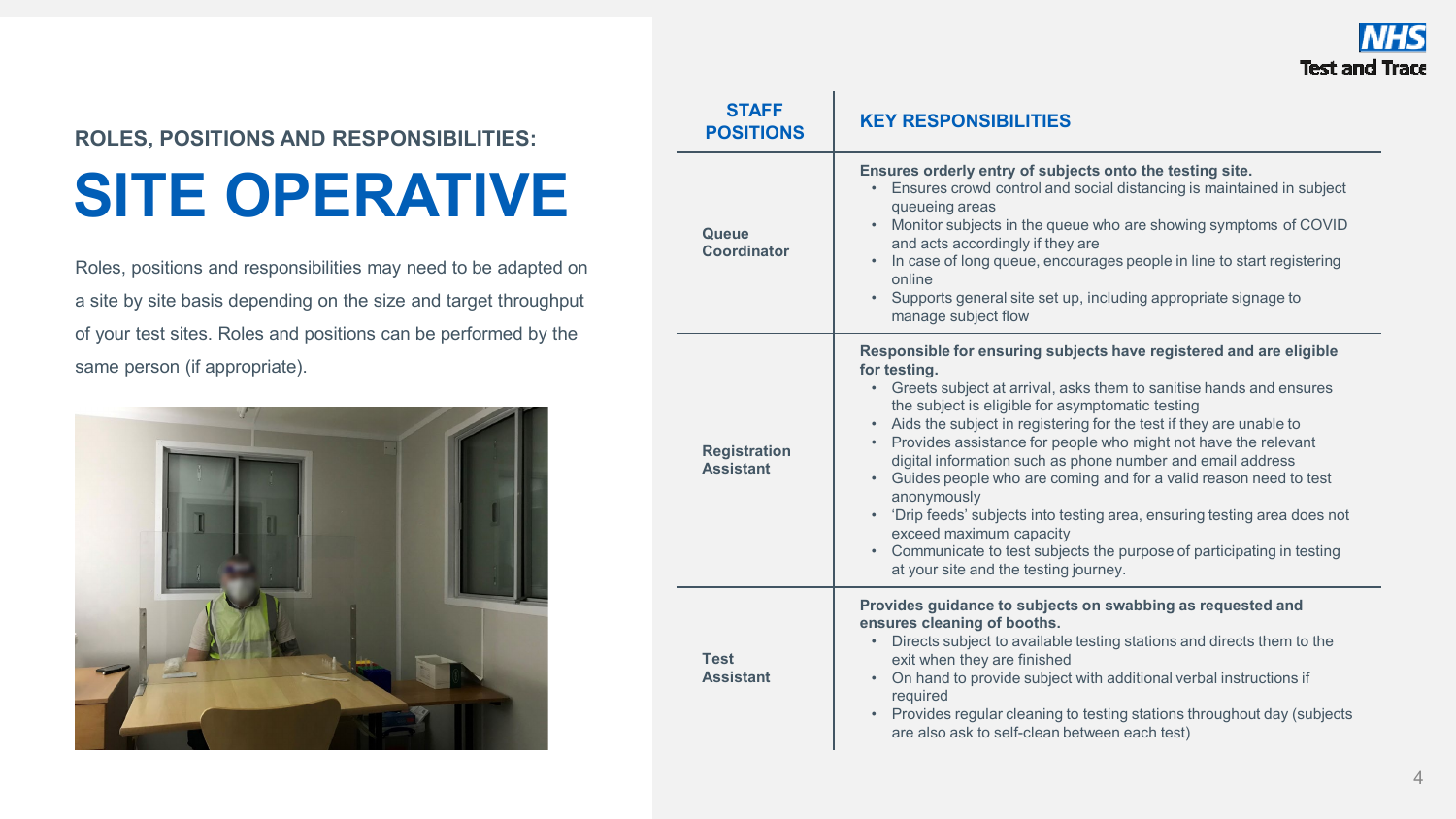## ROLES, POSITIONS AND RESPONSIBILITIES:

# SITE OPERATIVE

Roles, positions and responsibilities may need to be adapted on a site by site basis depending on the size and target throughput of your test sites. Roles and positions can be performed by the same person (if appropriate).

| STAFF POSITIONS | KEY RESPONSIBILITIES |
|---|---|
| **Queue Coordinator** | **Ensures orderly entry of subjects onto the testing site.**<br>• Ensures crowd control and social distancing is maintained in subject queueing areas<br>• Monitor subjects in the queue who are showing symptoms of COVID and acts accordingly if they are<br>• In case of long queue, encourages people in line to start registering online<br>• Supports general site set up, including appropriate signage to manage subject flow |
| **Registration Assistant** | **Responsible for ensuring subjects have registered and are eligible for testing.**<br>• Greets subject at arrival, asks them to sanitise hands and ensures the subject is eligible for asymptomatic testing<br>• Aids the subject in registering for the test if they are unable to<br>• Provides assistance for people who might not have the relevant digital information such as phone number and email address<br>• Guides people who are coming and for a valid reason need to test anonymously<br>• 'Drip feeds' subjects into testing area, ensuring testing area does not exceed maximum capacity<br>• Communicate to test subjects the purpose of participating in testing at your site and the testing journey. |
| **Test Assistant** | **Provides guidance to subjects on swabbing as requested and ensures cleaning of booths.**<br>• Directs subject to available testing stations and directs them to the exit when they are finished<br>• On hand to provide subject with additional verbal instructions if required<br>• Provides regular cleaning to testing stations throughout day (subjects are also ask to self-clean between each test) |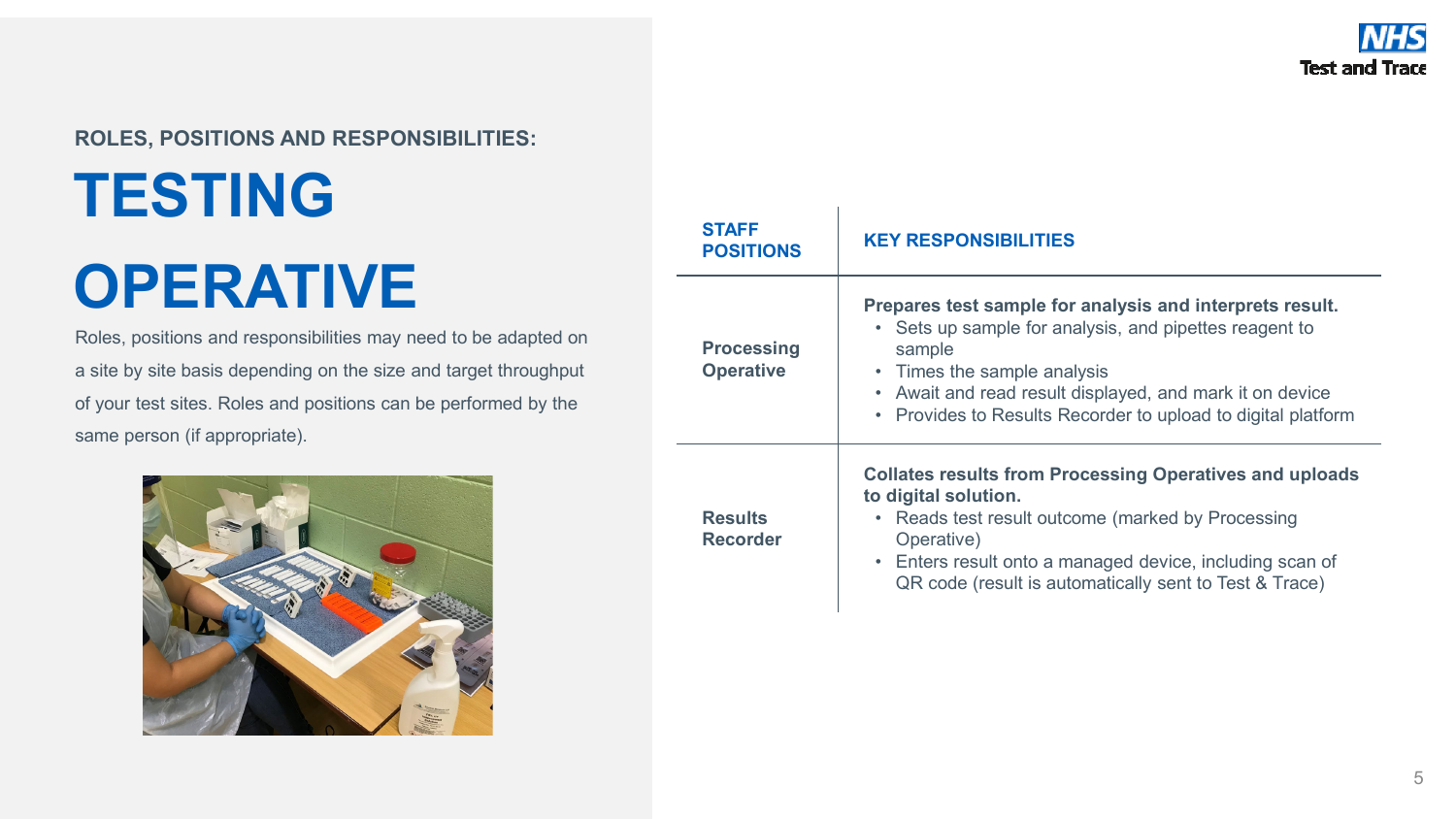ROLES, POSITIONS AND RESPONSIBILITIES:

# TESTING OPERATIVE

Roles, positions and responsibilities may need to be adapted on a site by site basis depending on the size and target throughput of your test sites. Roles and positions can be performed by the same person (if appropriate).

| STAFF POSITIONS | KEY RESPONSIBILITIES |
|---|---|
| **Processing Operative** | **Prepares test sample for analysis and interprets result.**<br>• Sets up sample for analysis, and pipettes reagent to sample<br>• Times the sample analysis<br>• Await and read result displayed, and mark it on device<br>• Provides to Results Recorder to upload to digital platform |
| **Results Recorder** | **Collates results from Processing Operatives and uploads to digital solution.**<br>• Reads test result outcome (marked by Processing Operative)<br>• Enters result onto a managed device, including scan of QR code (result is automatically sent to Test & Trace) |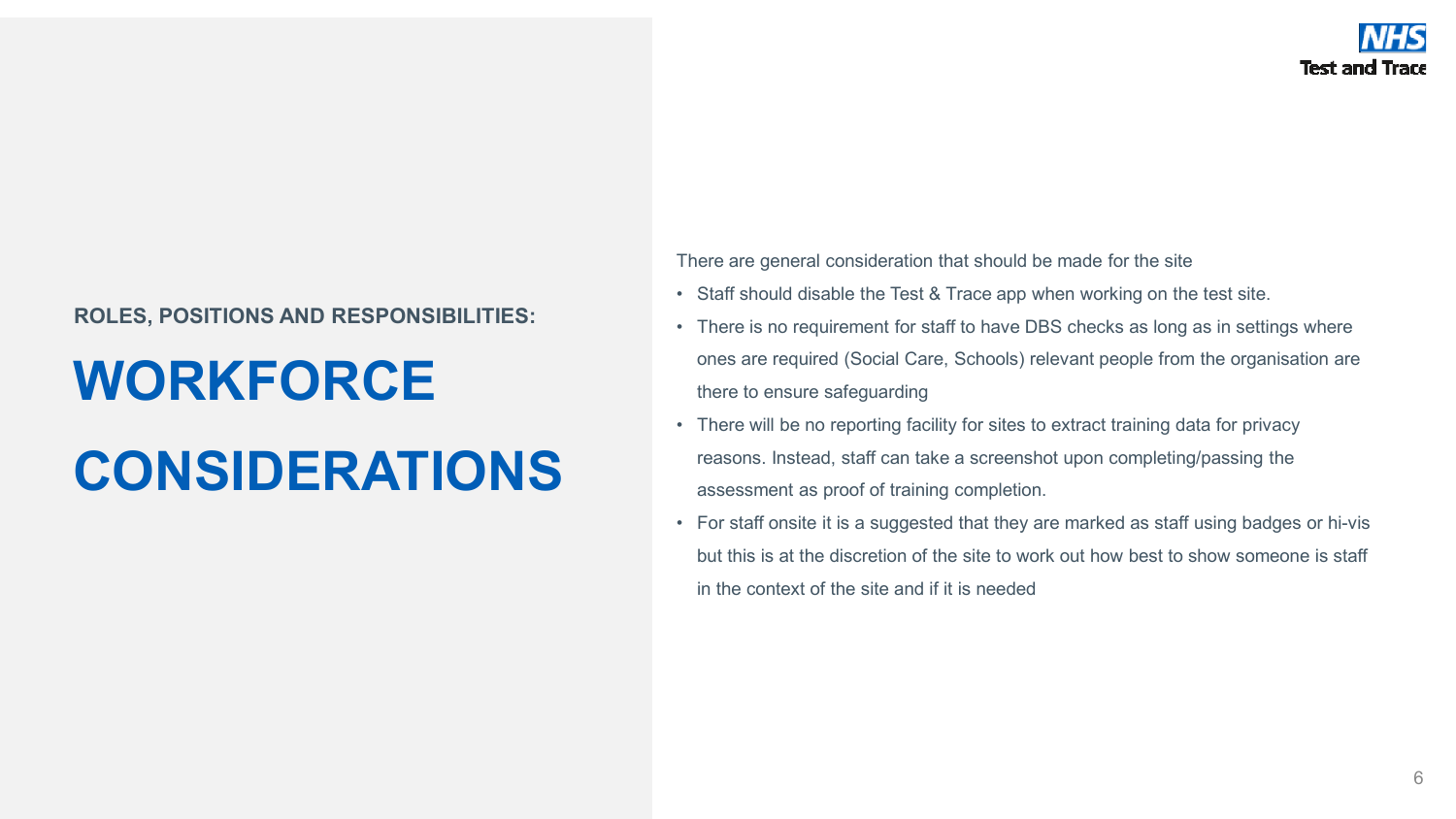ROLES, POSITIONS AND RESPONSIBILITIES:

# WORKFORCE CONSIDERATIONS

There are general consideration that should be made for the site

- Staff should disable the Test & Trace app when working on the test site.
- There is no requirement for staff to have DBS checks as long as in settings where ones are required (Social Care, Schools) relevant people from the organisation are there to ensure safeguarding
- There will be no reporting facility for sites to extract training data for privacy reasons. Instead, staff can take a screenshot upon completing/passing the assessment as proof of training completion.
- For staff onsite it is a suggested that they are marked as staff using badges or hi-vis but this is at the discretion of the site to work out how best to show someone is staff in the context of the site and if it is needed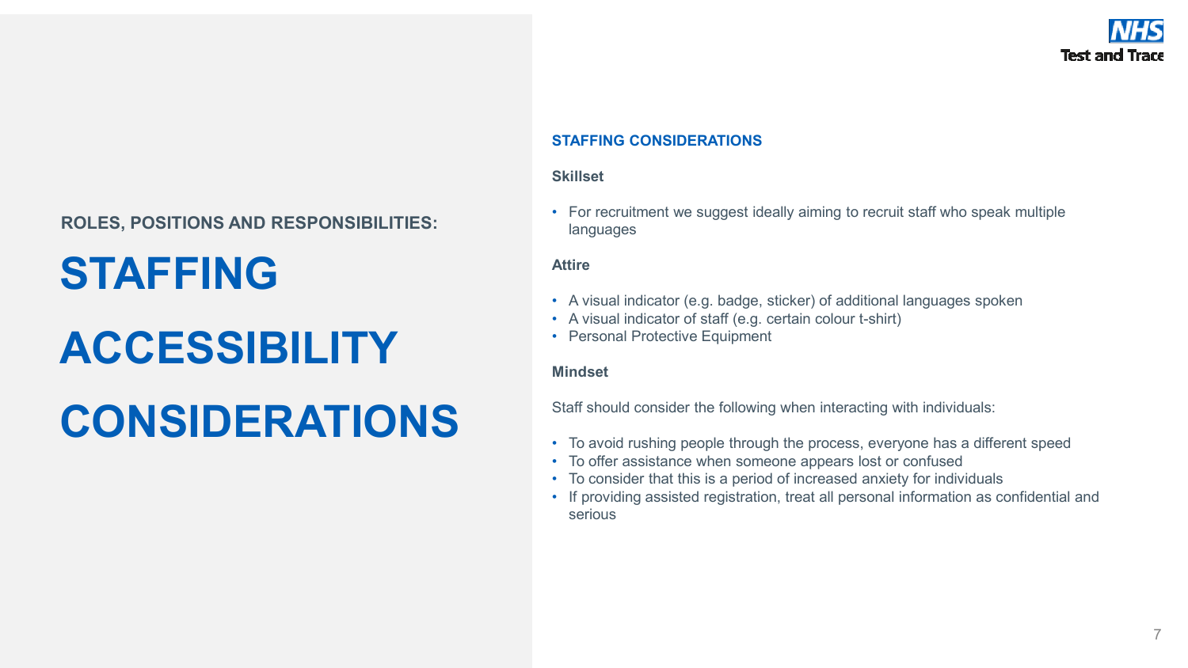ROLES, POSITIONS AND RESPONSIBILITIES:

# STAFFING ACCESSIBILITY CONSIDERATIONS

## STAFFING CONSIDERATIONS

### Skillset

- For recruitment we suggest ideally aiming to recruit staff who speak multiple languages

### Attire

- A visual indicator (e.g. badge, sticker) of additional languages spoken
- A visual indicator of staff (e.g. certain colour t-shirt)
- Personal Protective Equipment

### Mindset

Staff should consider the following when interacting with individuals:

- To avoid rushing people through the process, everyone has a different speed
- To offer assistance when someone appears lost or confused
- To consider that this is a period of increased anxiety for individuals
- If providing assisted registration, treat all personal information as confidential and serious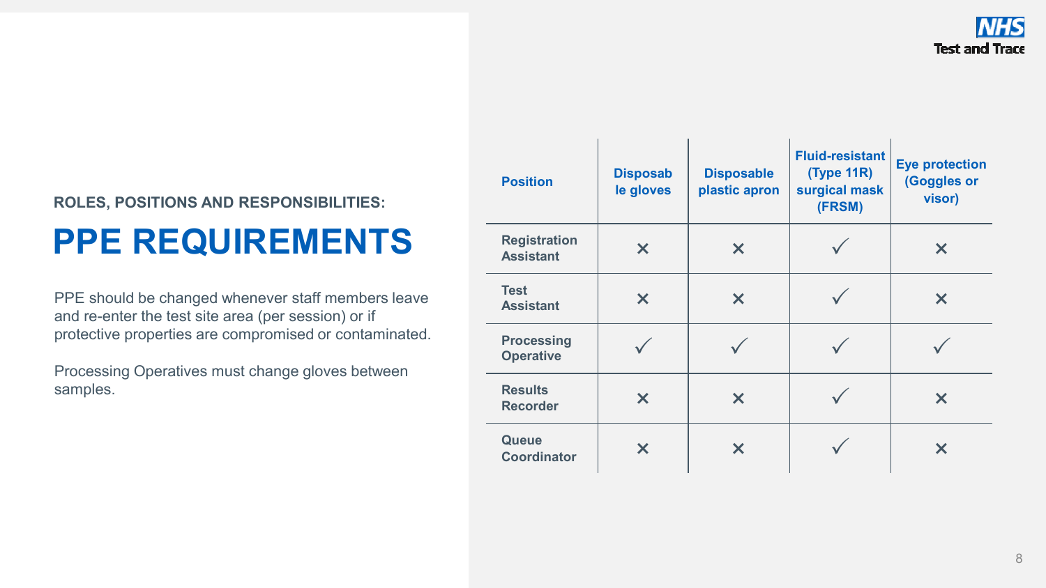**ROLES, POSITIONS AND RESPONSIBILITIES:**

# PPE REQUIREMENTS

PPE should be changed whenever staff members leave and re-enter the test site area (per session) or if protective properties are compromised or contaminated.

Processing Operatives must change gloves between samples.

| Position | Disposable gloves | Disposable plastic apron | Fluid-resistant (Type 11R) surgical mask (FRSM) | Eye protection (Goggles or visor) |
|---|---|---|---|---|
| Registration Assistant | ✕ | ✕ | ✓ | ✕ |
| Test Assistant | ✕ | ✕ | ✓ | ✕ |
| Processing Operative | ✓ | ✓ | ✓ | ✓ |
| Results Recorder | ✕ | ✕ | ✓ | ✕ |
| Queue Coordinator | ✕ | ✕ | ✓ | ✕ |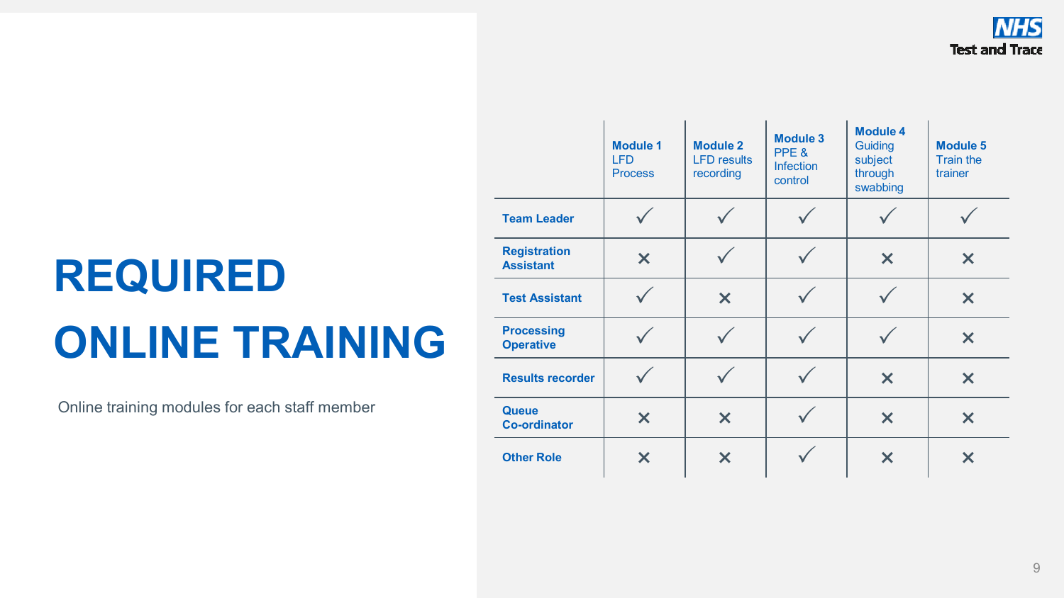# REQUIRED ONLINE TRAINING

Online training modules for each staff member

| | **Module 1** LFD Process | **Module 2** LFD results recording | **Module 3** PPE & Infection control | **Module 4** Guiding subject through swabbing | **Module 5** Train the trainer |
|---|---|---|---|---|---|
| **Team Leader** | ✓ | ✓ | ✓ | ✓ | ✓ |
| **Registration Assistant** | ✕ | ✓ | ✓ | ✕ | ✕ |
| **Test Assistant** | ✓ | ✕ | ✓ | ✓ | ✕ |
| **Processing Operative** | ✓ | ✓ | ✓ | ✓ | ✕ |
| **Results recorder** | ✓ | ✓ | ✓ | ✕ | ✕ |
| **Queue Co-ordinator** | ✕ | ✕ | ✓ | ✕ | ✕ |
| **Other Role** | ✕ | ✕ | ✓ | ✕ | ✕ |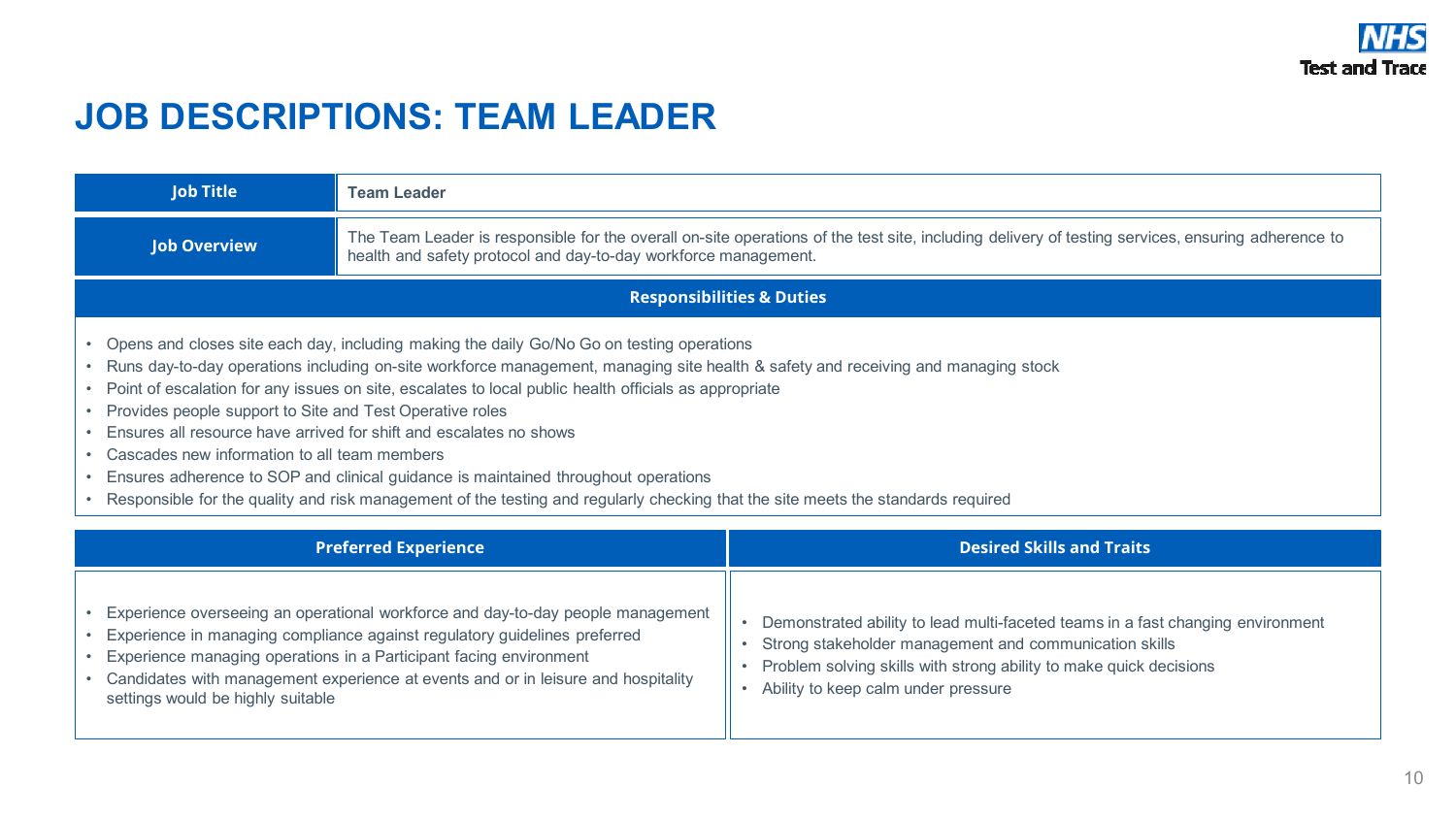# JOB DESCRIPTIONS: TEAM LEADER

| Job Title | Team Leader |
| --- | --- |
| Job Overview | The Team Leader is responsible for the overall on-site operations of the test site, including delivery of testing services, ensuring adherence to health and safety protocol and day-to-day workforce management. |

## Responsibilities & Duties

- Opens and closes site each day, including making the daily Go/No Go on testing operations
- Runs day-to-day operations including on-site workforce management, managing site health & safety and receiving and managing stock
- Point of escalation for any issues on site, escalates to local public health officials as appropriate
- Provides people support to Site and Test Operative roles
- Ensures all resource have arrived for shift and escalates no shows
- Cascades new information to all team members
- Ensures adherence to SOP and clinical guidance is maintained throughout operations
- Responsible for the quality and risk management of the testing and regularly checking that the site meets the standards required

## Preferred Experience

- Experience overseeing an operational workforce and day-to-day people management
- Experience in managing compliance against regulatory guidelines preferred
- Experience managing operations in a Participant facing environment
- Candidates with management experience at events and or in leisure and hospitality settings would be highly suitable

## Desired Skills and Traits

- Demonstrated ability to lead multi-faceted teams in a fast changing environment
- Strong stakeholder management and communication skills
- Problem solving skills with strong ability to make quick decisions
- Ability to keep calm under pressure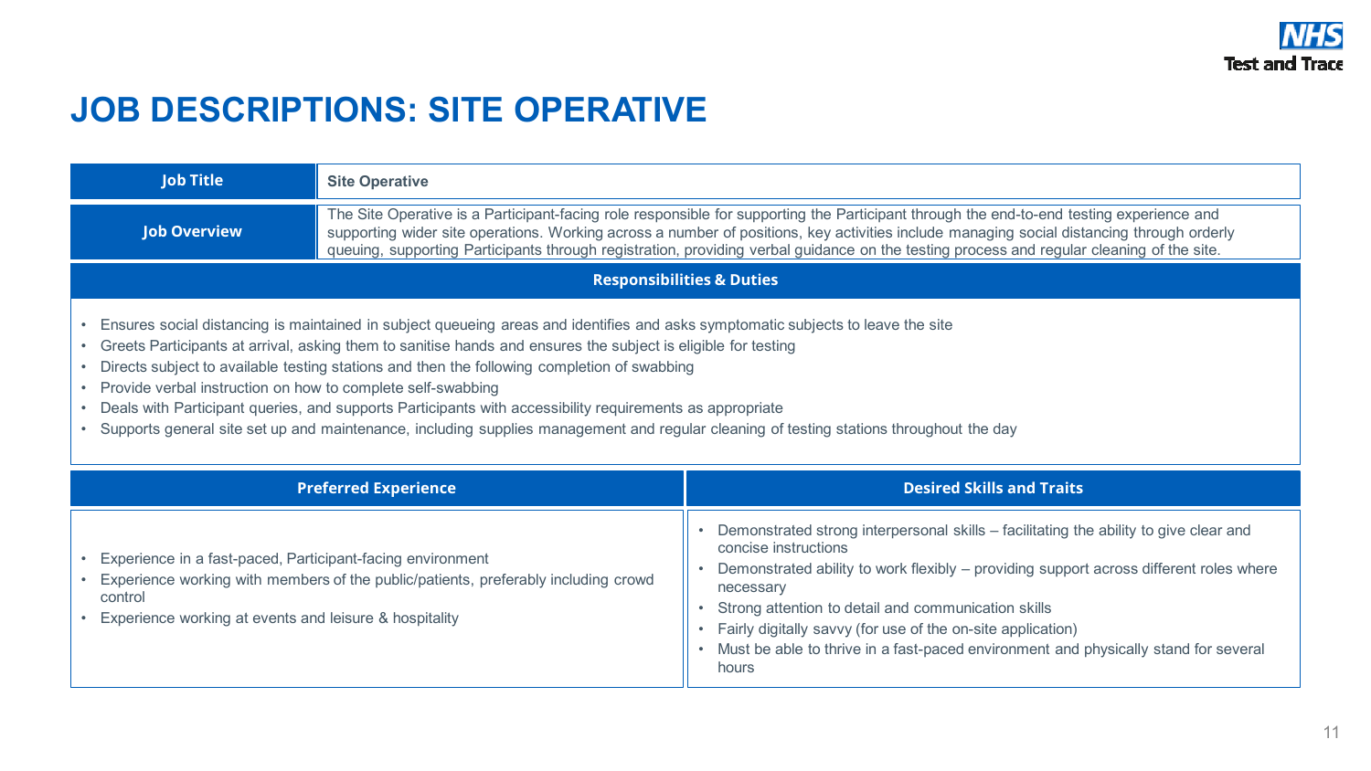# JOB DESCRIPTIONS: SITE OPERATIVE

| Job Title | Site Operative |
|---|---|
| Job Overview | The Site Operative is a Participant-facing role responsible for supporting the Participant through the end-to-end testing experience and supporting wider site operations. Working across a number of positions, key activities include managing social distancing through orderly queuing, supporting Participants through registration, providing verbal guidance on the testing process and regular cleaning of the site. |

## Responsibilities & Duties

- Ensures social distancing is maintained in subject queueing areas and identifies and asks symptomatic subjects to leave the site
- Greets Participants at arrival, asking them to sanitise hands and ensures the subject is eligible for testing
- Directs subject to available testing stations and then the following completion of swabbing
- Provide verbal instruction on how to complete self-swabbing
- Deals with Participant queries, and supports Participants with accessibility requirements as appropriate
- Supports general site set up and maintenance, including supplies management and regular cleaning of testing stations throughout the day

## Preferred Experience

- Experience in a fast-paced, Participant-facing environment
- Experience working with members of the public/patients, preferably including crowd control
- Experience working at events and leisure & hospitality

## Desired Skills and Traits

- Demonstrated strong interpersonal skills – facilitating the ability to give clear and concise instructions
- Demonstrated ability to work flexibly – providing support across different roles where necessary
- Strong attention to detail and communication skills
- Fairly digitally savvy (for use of the on-site application)
- Must be able to thrive in a fast-paced environment and physically stand for several hours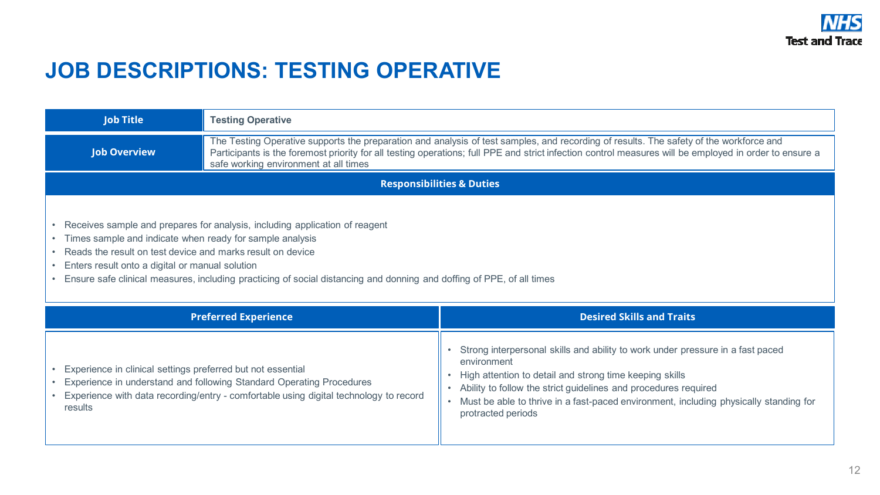# JOB DESCRIPTIONS: TESTING OPERATIVE

| | |
|---|---|
| **Job Title** | **Testing Operative** |
| **Job Overview** | The Testing Operative supports the preparation and analysis of test samples, and recording of results. The safety of the workforce and Participants is the foremost priority for all testing operations; full PPE and strict infection control measures will be employed in order to ensure a safe working environment at all times |

**Responsibilities & Duties**

- Receives sample and prepares for analysis, including application of reagent
- Times sample and indicate when ready for sample analysis
- Reads the result on test device and marks result on device
- Enters result onto a digital or manual solution
- Ensure safe clinical measures, including practicing of social distancing and donning and doffing of PPE, of all times

**Preferred Experience**

- Experience in clinical settings preferred but not essential
- Experience in understand and following Standard Operating Procedures
- Experience with data recording/entry - comfortable using digital technology to record results

**Desired Skills and Traits**

- Strong interpersonal skills and ability to work under pressure in a fast paced environment
- High attention to detail and strong time keeping skills
- Ability to follow the strict guidelines and procedures required
- Must be able to thrive in a fast-paced environment, including physically standing for protracted periods